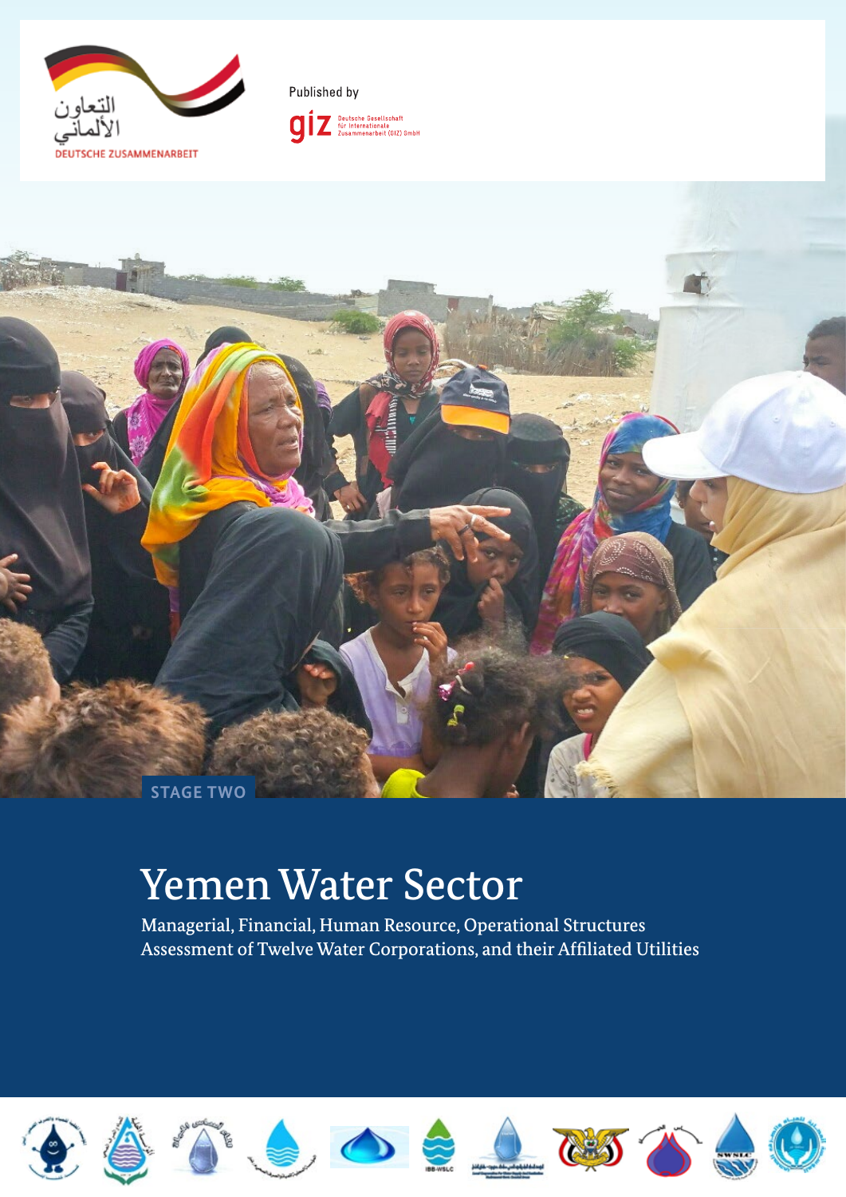التعاون الألماني

DEUTSCHE ZUSAMMENARBEIT

Published by

giz Deutsche Gesellschaft für Internationale Zusammenarbeit (GIZ) GmbH

STAGE TWO

# Yemen Water Sector

Managerial, Financial, Human Resource, Operational Structures Assessment of Twelve Water Corporations, and their Affiliated Utilities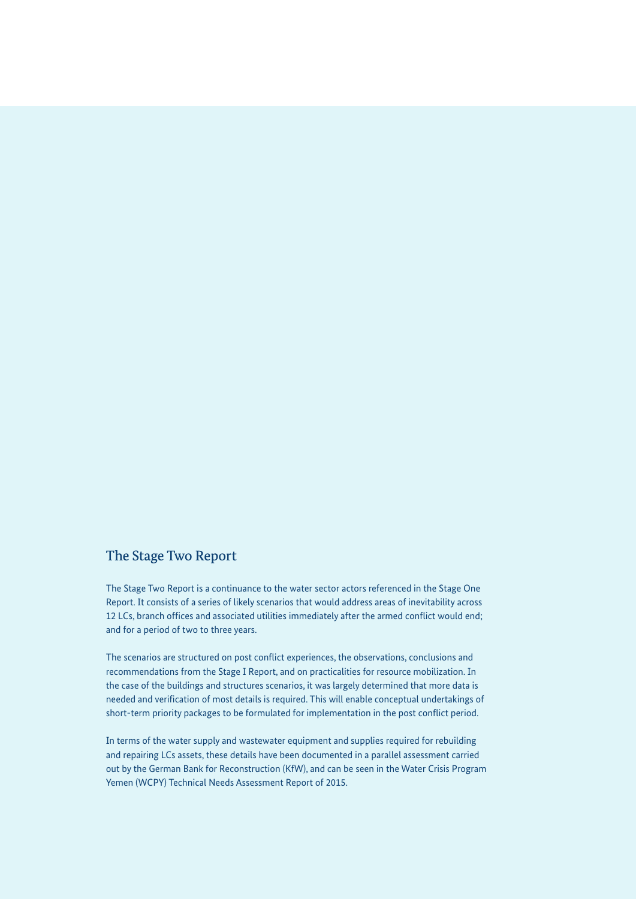## The Stage Two Report

The Stage Two Report is a continuance to the water sector actors referenced in the Stage One Report. It consists of a series of likely scenarios that would address areas of inevitability across 12 LCs, branch offices and associated utilities immediately after the armed conflict would end; and for a period of two to three years.

The scenarios are structured on post conflict experiences, the observations, conclusions and recommendations from the Stage I Report, and on practicalities for resource mobilization. In the case of the buildings and structures scenarios, it was largely determined that more data is needed and verification of most details is required. This will enable conceptual undertakings of short-term priority packages to be formulated for implementation in the post conflict period.

In terms of the water supply and wastewater equipment and supplies required for rebuilding and repairing LCs assets, these details have been documented in a parallel assessment carried out by the German Bank for Reconstruction (KfW), and can be seen in the Water Crisis Program Yemen (WCPY) Technical Needs Assessment Report of 2015.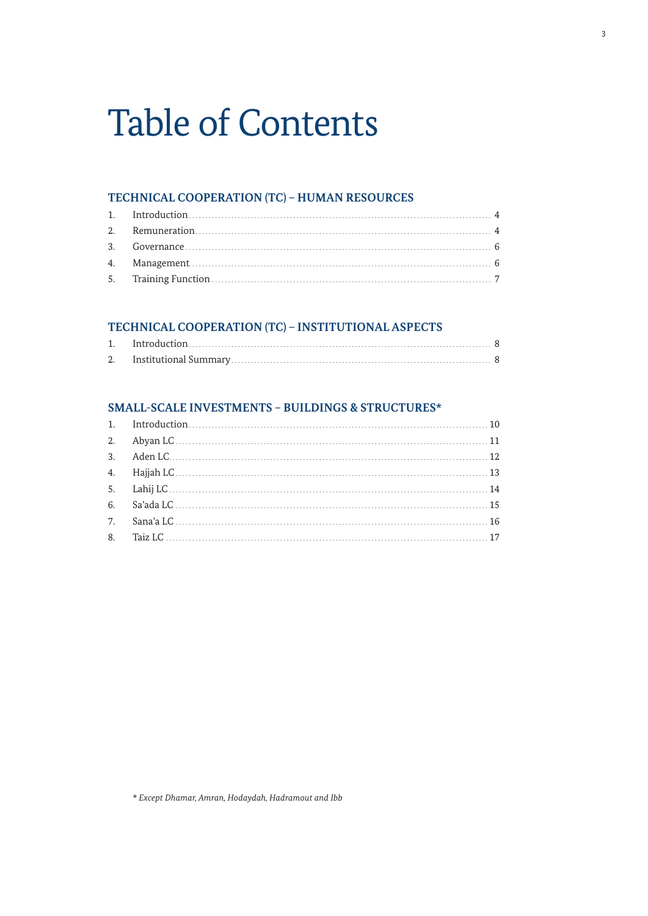# Table of Contents

## TECHNICAL COOPERATION (TC) – HUMAN RESOURCES

1. Introduction ........ 4
2. Remuneration ........ 4
3. Governance ........ 6
4. Management ........ 6
5. Training Function ........ 7

## TECHNICAL COOPERATION (TC) – INSTITUTIONAL ASPECTS

1. Introduction ........ 8
2. Institutional Summary ........ 8

## SMALL-SCALE INVESTMENTS – BUILDINGS & STRUCTURES*

1. Introduction ........ 10
2. Abyan LC ........ 11
3. Aden LC ........ 12
4. Hajjah LC ........ 13
5. Lahij LC ........ 14
6. Sa'ada LC ........ 15
7. Sana'a LC ........ 16
8. Taiz LC ........ 17

*\* Except Dhamar, Amran, Hodaydah, Hadramout and Ibb*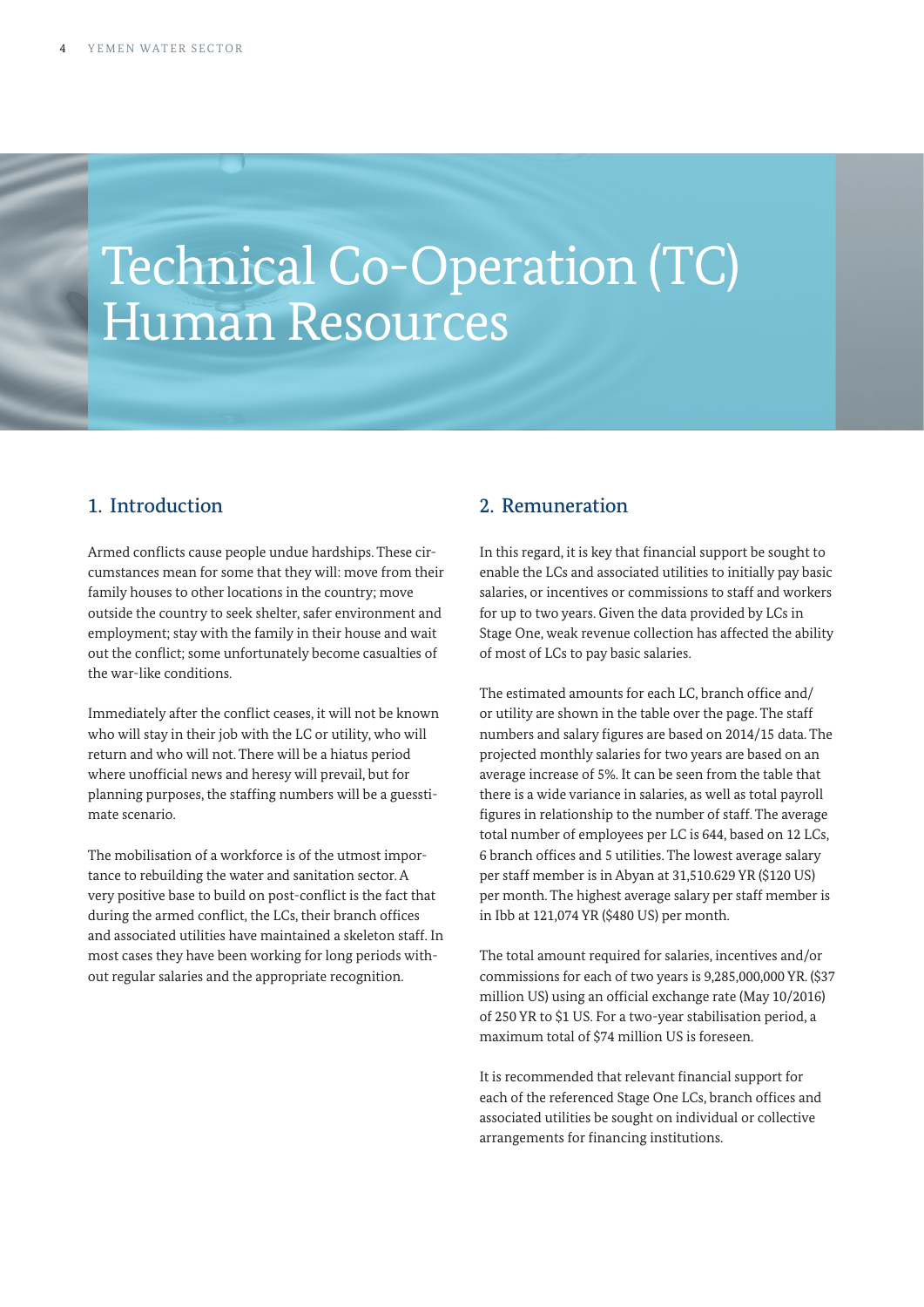# Technical Co-Operation (TC) Human Resources

## 1. Introduction

Armed conflicts cause people undue hardships. These circumstances mean for some that they will: move from their family houses to other locations in the country; move outside the country to seek shelter, safer environment and employment; stay with the family in their house and wait out the conflict; some unfortunately become casualties of the war-like conditions.

Immediately after the conflict ceases, it will not be known who will stay in their job with the LC or utility, who will return and who will not. There will be a hiatus period where unofficial news and heresy will prevail, but for planning purposes, the staffing numbers will be a guesstimate scenario.

The mobilisation of a workforce is of the utmost importance to rebuilding the water and sanitation sector. A very positive base to build on post-conflict is the fact that during the armed conflict, the LCs, their branch offices and associated utilities have maintained a skeleton staff. In most cases they have been working for long periods without regular salaries and the appropriate recognition.

## 2. Remuneration

In this regard, it is key that financial support be sought to enable the LCs and associated utilities to initially pay basic salaries, or incentives or commissions to staff and workers for up to two years. Given the data provided by LCs in Stage One, weak revenue collection has affected the ability of most of LCs to pay basic salaries.

The estimated amounts for each LC, branch office and/or utility are shown in the table over the page. The staff numbers and salary figures are based on 2014/15 data. The projected monthly salaries for two years are based on an average increase of 5%. It can be seen from the table that there is a wide variance in salaries, as well as total payroll figures in relationship to the number of staff. The average total number of employees per LC is 644, based on 12 LCs, 6 branch offices and 5 utilities. The lowest average salary per staff member is in Abyan at 31,510.629 YR ($120 US) per month. The highest average salary per staff member is in Ibb at 121,074 YR ($480 US) per month.

The total amount required for salaries, incentives and/or commissions for each of two years is 9,285,000,000 YR. ($37 million US) using an official exchange rate (May 10/2016) of 250 YR to $1 US. For a two-year stabilisation period, a maximum total of $74 million US is foreseen.

It is recommended that relevant financial support for each of the referenced Stage One LCs, branch offices and associated utilities be sought on individual or collective arrangements for financing institutions.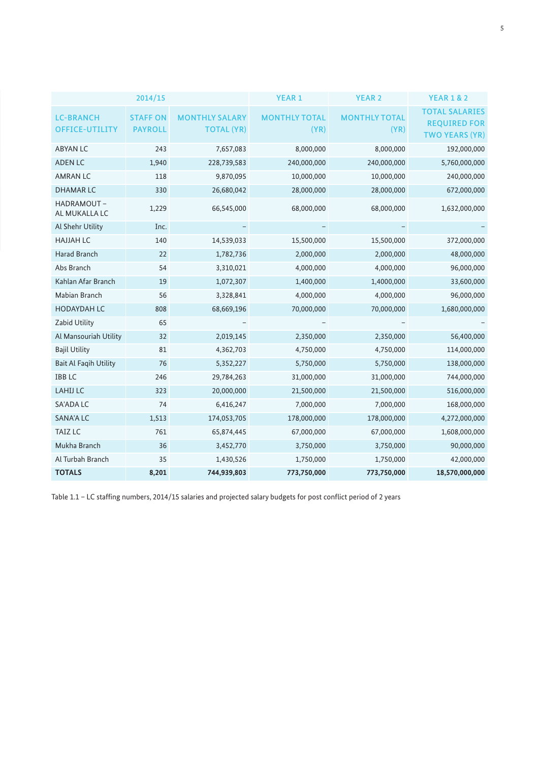| 2014/15 | | | YEAR 1 | YEAR 2 | YEAR 1 & 2 |
|---|---|---|---|---|---|
| LC-BRANCH OFFICE-UTILITY | STAFF ON PAYROLL | MONTHLY SALARY TOTAL (YR) | MONTHLY TOTAL (YR) | MONTHLY TOTAL (YR) | TOTAL SALARIES REQUIRED FOR TWO YEARS (YR) |
| ABYAN LC | 243 | 7,657,083 | 8,000,000 | 8,000,000 | 192,000,000 |
| ADEN LC | 1,940 | 228,739,583 | 240,000,000 | 240,000,000 | 5,760,000,000 |
| AMRAN LC | 118 | 9,870,095 | 10,000,000 | 10,000,000 | 240,000,000 |
| DHAMAR LC | 330 | 26,680,042 | 28,000,000 | 28,000,000 | 672,000,000 |
| HADRAMOUT – AL MUKALLA LC | 1,229 | 66,545,000 | 68,000,000 | 68,000,000 | 1,632,000,000 |
| Al Shehr Utility | Inc. | – | – | – | – |
| HAJJAH LC | 140 | 14,539,033 | 15,500,000 | 15,500,000 | 372,000,000 |
| Harad Branch | 22 | 1,782,736 | 2,000,000 | 2,000,000 | 48,000,000 |
| Abs Branch | 54 | 3,310,021 | 4,000,000 | 4,000,000 | 96,000,000 |
| Kahlan Afar Branch | 19 | 1,072,307 | 1,400,000 | 1,4000,000 | 33,600,000 |
| Mabian Branch | 56 | 3,328,841 | 4,000,000 | 4,000,000 | 96,000,000 |
| HODAYDAH LC | 808 | 68,669,196 | 70,000,000 | 70,000,000 | 1,680,000,000 |
| Zabid Utility | 65 | – | – | – | – |
| Al Mansouriah Utility | 32 | 2,019,145 | 2,350,000 | 2,350,000 | 56,400,000 |
| Bajil Utility | 81 | 4,362,703 | 4,750,000 | 4,750,000 | 114,000,000 |
| Bait Al Faqih Utility | 76 | 5,352,227 | 5,750,000 | 5,750,000 | 138,000,000 |
| IBB LC | 246 | 29,784,263 | 31,000,000 | 31,000,000 | 744,000,000 |
| LAHIJ LC | 323 | 20,000,000 | 21,500,000 | 21,500,000 | 516,000,000 |
| SA'ADA LC | 74 | 6,416,247 | 7,000,000 | 7,000,000 | 168,000,000 |
| SANA'A LC | 1,513 | 174,053,705 | 178,000,000 | 178,000,000 | 4,272,000,000 |
| TAIZ LC | 761 | 65,874,445 | 67,000,000 | 67,000,000 | 1,608,000,000 |
| Mukha Branch | 36 | 3,452,770 | 3,750,000 | 3,750,000 | 90,000,000 |
| Al Turbah Branch | 35 | 1,430,526 | 1,750,000 | 1,750,000 | 42,000,000 |
| **TOTALS** | **8,201** | **744,939,803** | **773,750,000** | **773,750,000** | **18,570,000,000** |

Table 1.1 – LC staffing numbers, 2014/15 salaries and projected salary budgets for post conflict period of 2 years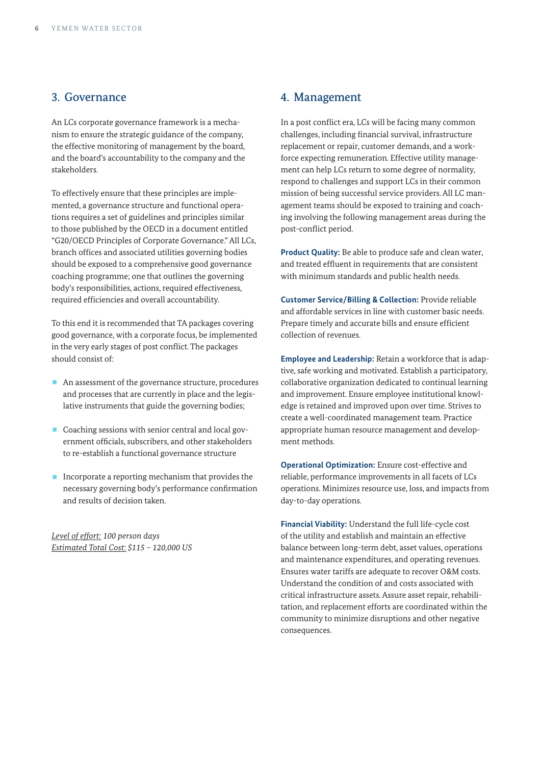## 3. Governance

An LCs corporate governance framework is a mechanism to ensure the strategic guidance of the company, the effective monitoring of management by the board, and the board's accountability to the company and the stakeholders.

To effectively ensure that these principles are implemented, a governance structure and functional operations requires a set of guidelines and principles similar to those published by the OECD in a document entitled "G20/OECD Principles of Corporate Governance." All LCs, branch offices and associated utilities governing bodies should be exposed to a comprehensive good governance coaching programme; one that outlines the governing body's responsibilities, actions, required effectiveness, required efficiencies and overall accountability.

To this end it is recommended that TA packages covering good governance, with a corporate focus, be implemented in the very early stages of post conflict. The packages should consist of:

- An assessment of the governance structure, procedures and processes that are currently in place and the legislative instruments that guide the governing bodies;
- Coaching sessions with senior central and local government officials, subscribers, and other stakeholders to re-establish a functional governance structure
- Incorporate a reporting mechanism that provides the necessary governing body's performance confirmation and results of decision taken.

*Level of effort:* *100 person days*
*Estimated Total Cost:* *$115 – 120,000 US*

## 4. Management

In a post conflict era, LCs will be facing many common challenges, including financial survival, infrastructure replacement or repair, customer demands, and a workforce expecting remuneration. Effective utility management can help LCs return to some degree of normality, respond to challenges and support LCs in their common mission of being successful service providers. All LC management teams should be exposed to training and coaching involving the following management areas during the post-conflict period.

**Product Quality:** Be able to produce safe and clean water, and treated effluent in requirements that are consistent with minimum standards and public health needs.

**Customer Service/Billing & Collection:** Provide reliable and affordable services in line with customer basic needs. Prepare timely and accurate bills and ensure efficient collection of revenues.

**Employee and Leadership:** Retain a workforce that is adaptive, safe working and motivated. Establish a participatory, collaborative organization dedicated to continual learning and improvement. Ensure employee institutional knowledge is retained and improved upon over time. Strives to create a well-coordinated management team. Practice appropriate human resource management and development methods.

**Operational Optimization:** Ensure cost-effective and reliable, performance improvements in all facets of LCs operations. Minimizes resource use, loss, and impacts from day-to-day operations.

**Financial Viability:** Understand the full life-cycle cost of the utility and establish and maintain an effective balance between long-term debt, asset values, operations and maintenance expenditures, and operating revenues. Ensures water tariffs are adequate to recover O&M costs. Understand the condition of and costs associated with critical infrastructure assets. Assure asset repair, rehabilitation, and replacement efforts are coordinated within the community to minimize disruptions and other negative consequences.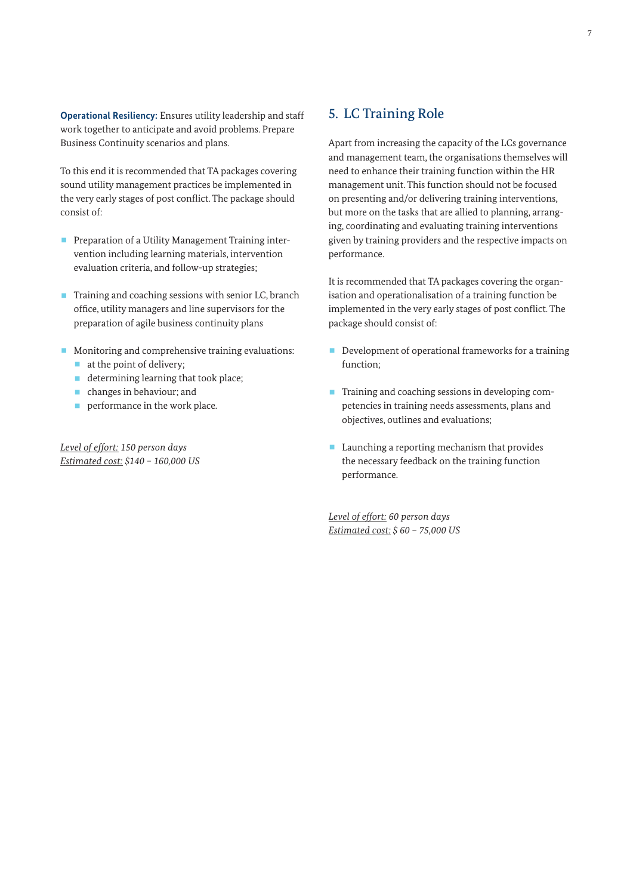**Operational Resiliency:** Ensures utility leadership and staff work together to anticipate and avoid problems. Prepare Business Continuity scenarios and plans.

To this end it is recommended that TA packages covering sound utility management practices be implemented in the very early stages of post conflict. The package should consist of:

- Preparation of a Utility Management Training intervention including learning materials, intervention evaluation criteria, and follow-up strategies;
- Training and coaching sessions with senior LC, branch office, utility managers and line supervisors for the preparation of agile business continuity plans
- Monitoring and comprehensive training evaluations:
  - at the point of delivery;
  - determining learning that took place;
  - changes in behaviour; and
  - performance in the work place.

*<u>Level of effort:</u> 150 person days*
*<u>Estimated cost:</u> $140 – 160,000 US*

## 5. LC Training Role

Apart from increasing the capacity of the LCs governance and management team, the organisations themselves will need to enhance their training function within the HR management unit. This function should not be focused on presenting and/or delivering training interventions, but more on the tasks that are allied to planning, arranging, coordinating and evaluating training interventions given by training providers and the respective impacts on performance.

It is recommended that TA packages covering the organisation and operationalisation of a training function be implemented in the very early stages of post conflict. The package should consist of:

- Development of operational frameworks for a training function;
- Training and coaching sessions in developing competencies in training needs assessments, plans and objectives, outlines and evaluations;
- Launching a reporting mechanism that provides the necessary feedback on the training function performance.

*<u>Level of effort:</u> 60 person days*
*<u>Estimated cost:</u> $ 60 – 75,000 US*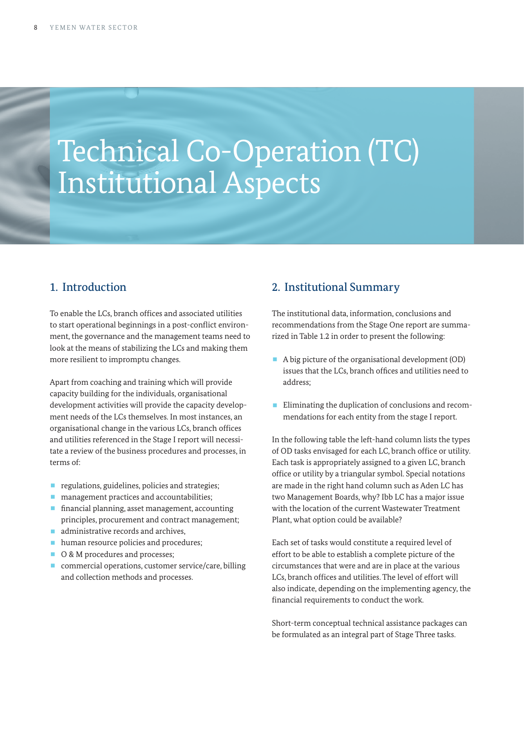# Technical Co-Operation (TC) Institutional Aspects

## 1. Introduction

To enable the LCs, branch offices and associated utilities to start operational beginnings in a post-conflict environment, the governance and the management teams need to look at the means of stabilizing the LCs and making them more resilient to impromptu changes.

Apart from coaching and training which will provide capacity building for the individuals, organisational development activities will provide the capacity development needs of the LCs themselves. In most instances, an organisational change in the various LCs, branch offices and utilities referenced in the Stage I report will necessitate a review of the business procedures and processes, in terms of:

- regulations, guidelines, policies and strategies;
- management practices and accountabilities;
- financial planning, asset management, accounting principles, procurement and contract management;
- administrative records and archives,
- human resource policies and procedures;
- O & M procedures and processes;
- commercial operations, customer service/care, billing and collection methods and processes.

## 2. Institutional Summary

The institutional data, information, conclusions and recommendations from the Stage One report are summarized in Table 1.2 in order to present the following:

- A big picture of the organisational development (OD) issues that the LCs, branch offices and utilities need to address;
- Eliminating the duplication of conclusions and recommendations for each entity from the stage I report.

In the following table the left-hand column lists the types of OD tasks envisaged for each LC, branch office or utility. Each task is appropriately assigned to a given LC, branch office or utility by a triangular symbol. Special notations are made in the right hand column such as Aden LC has two Management Boards, why? Ibb LC has a major issue with the location of the current Wastewater Treatment Plant, what option could be available?

Each set of tasks would constitute a required level of effort to be able to establish a complete picture of the circumstances that were and are in place at the various LCs, branch offices and utilities. The level of effort will also indicate, depending on the implementing agency, the financial requirements to conduct the work.

Short-term conceptual technical assistance packages can be formulated as an integral part of Stage Three tasks.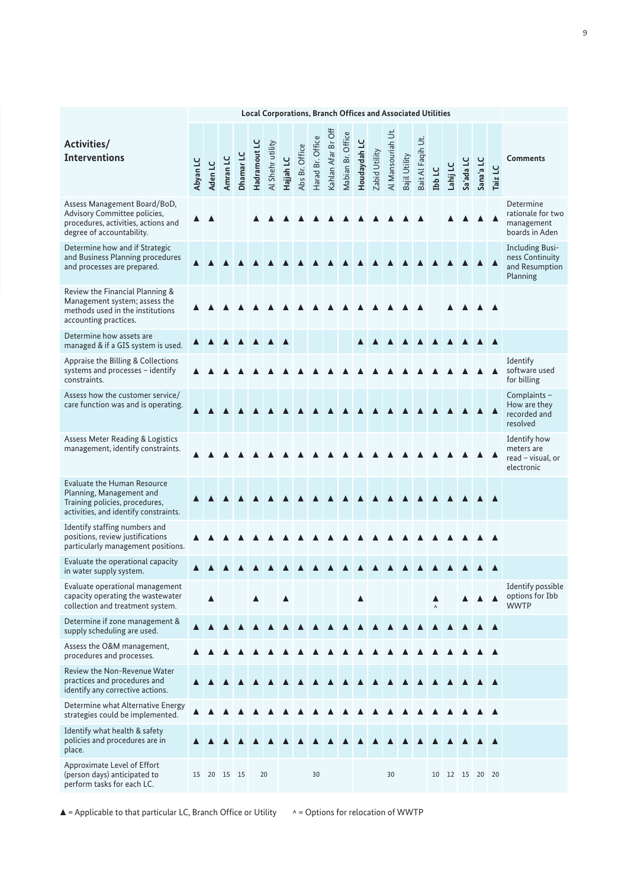| Activities/ Interventions | Local Corporations, Branch Offices and Associated Utilities | | | | | | | | | | | | | | | | | | | | | Comments |
|---|---|---|---|---|---|---|---|---|---|---|---|---|---|---|---|---|---|---|---|---|---|---|
| | Abyan LC | Aden LC | Amran LC | Dhamar LC | Hadramout LC | Al Shehr utility | Hajjah LC | Abs Br. Office | Harad Br. Office | Kahlan Afar Br Off | Mabian Br. Office | Houdaydah LC | Zabid Utility | Al Mansouriah Ut. | Bajil Utility | Bait Al Faqih Ut. | Ibb LC | Lahij LC | Sa'ada LC | Sana'a LC | Taiz LC | |
| Assess Management Board/BoD, Advisory Committee policies, procedures, activities, actions and degree of accountability. | ▲ | ▲ | | | ▲ | ▲ | ▲ | ▲ | ▲ | ▲ | ▲ | ▲ | ▲ | ▲ | ▲ | ▲ | | ▲ | ▲ | ▲ | ▲ | Determine rationale for two management boards in Aden |
| Determine how and if Strategic and Business Planning procedures and processes are prepared. | ▲ | ▲ | ▲ | ▲ | ▲ | ▲ | ▲ | ▲ | ▲ | ▲ | ▲ | ▲ | ▲ | ▲ | ▲ | ▲ | ▲ | ▲ | ▲ | ▲ | ▲ | Including Business Continuity and Resumption Planning |
| Review the Financial Planning & Management system; assess the methods used in the institutions accounting practices. | ▲ | ▲ | ▲ | ▲ | ▲ | ▲ | ▲ | ▲ | ▲ | ▲ | ▲ | ▲ | ▲ | ▲ | ▲ | ▲ | | ▲ | ▲ | ▲ | ▲ | |
| Determine how assets are managed & if a GIS system is used. | ▲ | ▲ | ▲ | ▲ | ▲ | ▲ | ▲ | | | | | ▲ | ▲ | ▲ | ▲ | ▲ | ▲ | ▲ | ▲ | ▲ | ▲ | |
| Appraise the Billing & Collections systems and processes – identify constraints. | ▲ | ▲ | ▲ | ▲ | ▲ | ▲ | ▲ | ▲ | ▲ | ▲ | ▲ | ▲ | ▲ | ▲ | ▲ | ▲ | ▲ | ▲ | ▲ | ▲ | ▲ | Identify software used for billing |
| Assess how the customer service/care function was and is operating. | ▲ | ▲ | ▲ | ▲ | ▲ | ▲ | ▲ | ▲ | ▲ | ▲ | ▲ | ▲ | ▲ | ▲ | ▲ | ▲ | ▲ | ▲ | ▲ | ▲ | ▲ | Complaints – How are they recorded and resolved |
| Assess Meter Reading & Logistics management, identify constraints. | ▲ | ▲ | ▲ | ▲ | ▲ | ▲ | ▲ | ▲ | ▲ | ▲ | ▲ | ▲ | ▲ | ▲ | ▲ | ▲ | ▲ | ▲ | ▲ | ▲ | ▲ | Identify how meters are read – visual, or electronic |
| Evaluate the Human Resource Planning, Management and Training policies, procedures, activities, and identify constraints. | ▲ | ▲ | ▲ | ▲ | ▲ | ▲ | ▲ | ▲ | ▲ | ▲ | ▲ | ▲ | ▲ | ▲ | ▲ | ▲ | ▲ | ▲ | ▲ | ▲ | ▲ | |
| Identify staffing numbers and positions, review justifications particularly management positions. | ▲ | ▲ | ▲ | ▲ | ▲ | ▲ | ▲ | ▲ | ▲ | ▲ | ▲ | ▲ | ▲ | ▲ | ▲ | ▲ | ▲ | ▲ | ▲ | ▲ | ▲ | |
| Evaluate the operational capacity in water supply system. | ▲ | ▲ | ▲ | ▲ | ▲ | ▲ | ▲ | ▲ | ▲ | ▲ | ▲ | ▲ | ▲ | ▲ | ▲ | ▲ | ▲ | ▲ | ▲ | ▲ | ▲ | |
| Evaluate operational management capacity operating the wastewater collection and treatment system. | | ▲ | | | ▲ | | ▲ | | | | | ▲ | | | | | ▲ ^ | | ▲ | ▲ | ▲ | Identify possible options for Ibb WWTP |
| Determine if zone management & supply scheduling are used. | ▲ | ▲ | ▲ | ▲ | ▲ | ▲ | ▲ | ▲ | ▲ | ▲ | ▲ | ▲ | ▲ | ▲ | ▲ | ▲ | ▲ | ▲ | ▲ | ▲ | ▲ | |
| Assess the O&M management, procedures and processes. | ▲ | ▲ | ▲ | ▲ | ▲ | ▲ | ▲ | ▲ | ▲ | ▲ | ▲ | ▲ | ▲ | ▲ | ▲ | ▲ | ▲ | ▲ | ▲ | ▲ | ▲ | |
| Review the Non-Revenue Water practices and procedures and identify any corrective actions. | ▲ | ▲ | ▲ | ▲ | ▲ | ▲ | ▲ | ▲ | ▲ | ▲ | ▲ | ▲ | ▲ | ▲ | ▲ | ▲ | ▲ | ▲ | ▲ | ▲ | ▲ | |
| Determine what Alternative Energy strategies could be implemented. | ▲ | ▲ | ▲ | ▲ | ▲ | ▲ | ▲ | ▲ | ▲ | ▲ | ▲ | ▲ | ▲ | ▲ | ▲ | ▲ | ▲ | ▲ | ▲ | ▲ | ▲ | |
| Identify what health & safety policies and procedures are in place. | ▲ | ▲ | ▲ | ▲ | ▲ | ▲ | ▲ | ▲ | ▲ | ▲ | ▲ | ▲ | ▲ | ▲ | ▲ | ▲ | ▲ | ▲ | ▲ | ▲ | ▲ | |
| Approximate Level of Effort (person days) anticipated to perform tasks for each LC. | 15 | 20 | 15 | 15 | 20 | | | | 30 | | | | | 30 | | | 10 | 12 | 15 | 20 | 20 | |

▲ = Applicable to that particular LC, Branch Office or Utility    ^ = Options for relocation of WWTP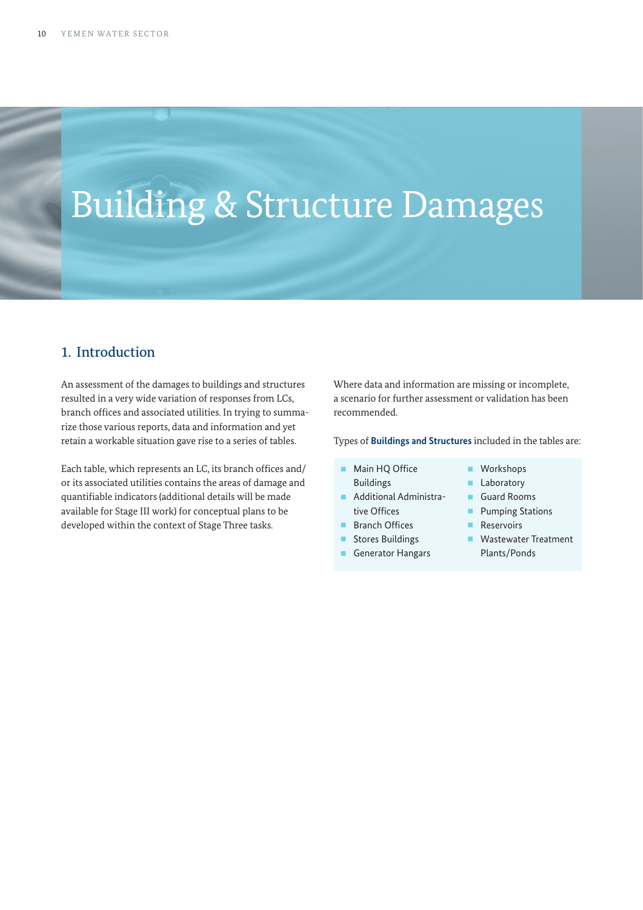# Building & Structure Damages

## 1. Introduction

An assessment of the damages to buildings and structures resulted in a very wide variation of responses from LCs, branch offices and associated utilities. In trying to summarize those various reports, data and information and yet retain a workable situation gave rise to a series of tables.

Each table, which represents an LC, its branch offices and/or its associated utilities contains the areas of damage and quantifiable indicators (additional details will be made available for Stage III work) for conceptual plans to be developed within the context of Stage Three tasks.

Where data and information are missing or incomplete, a scenario for further assessment or validation has been recommended.

Types of **Buildings and Structures** included in the tables are:

- Main HQ Office Buildings
- Additional Administrative Offices
- Branch Offices
- Stores Buildings
- Generator Hangars
- Workshops
- Laboratory
- Guard Rooms
- Pumping Stations
- Reservoirs
- Wastewater Treatment Plants/Ponds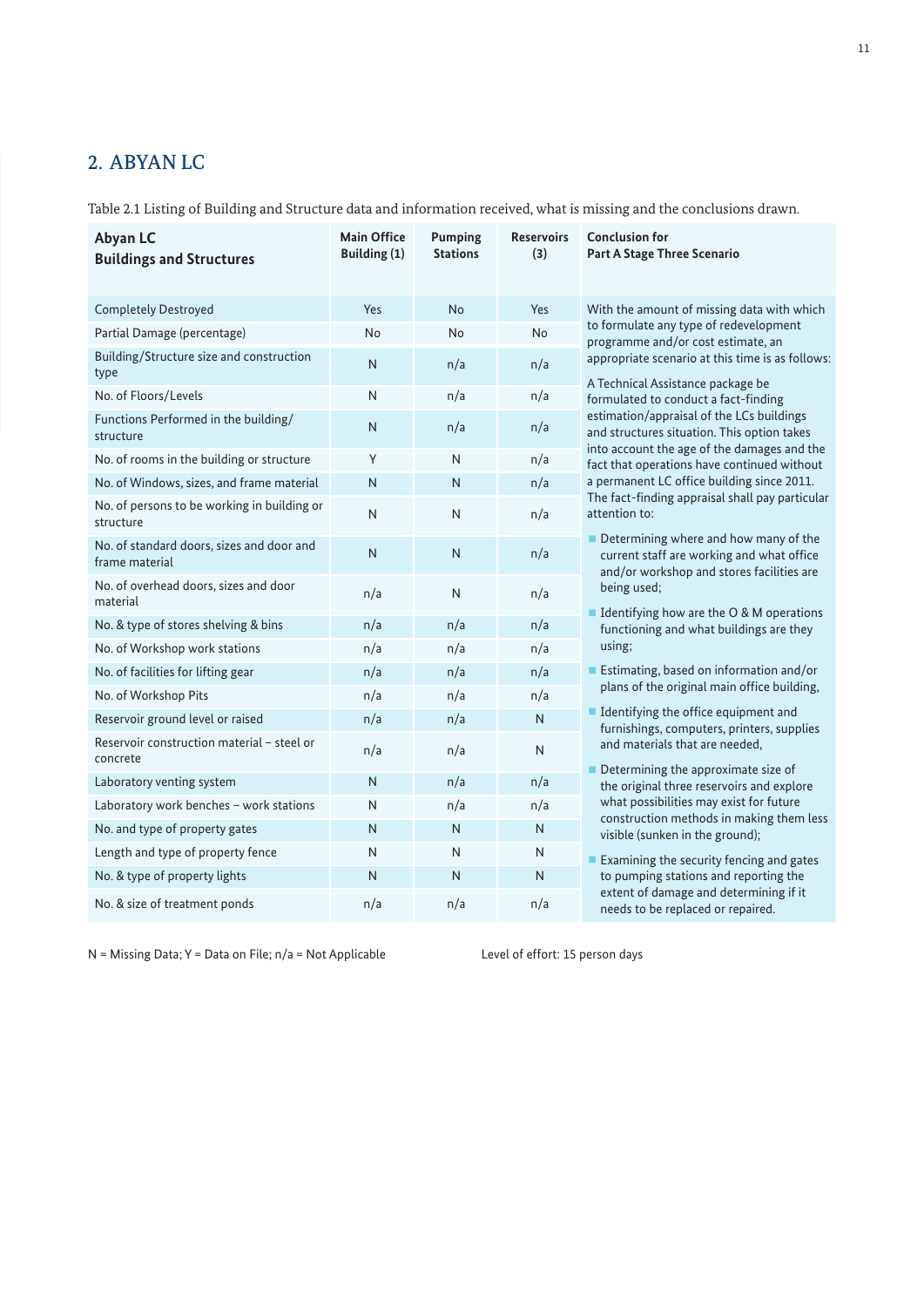## 2. ABYAN LC

Table 2.1 Listing of Building and Structure data and information received, what is missing and the conclusions drawn.

| Abyan LC<br>Buildings and Structures | Main Office Building (1) | Pumping Stations | Reservoirs (3) | Conclusion for Part A Stage Three Scenario |
|---|---|---|---|---|
| Completely Destroyed | Yes | No | Yes | With the amount of missing data with which to formulate any type of redevelopment programme and/or cost estimate, an appropriate scenario at this time is as follows:<br>A Technical Assistance package be formulated to conduct a fact-finding estimation/appraisal of the LCs buildings and structures situation. This option takes into account the age of the damages and the fact that operations have continued without a permanent LC office building since 2011. The fact-finding appraisal shall pay particular attention to:<br>- Determining where and how many of the current staff are working and what office and/or workshop and stores facilities are being used;<br>- Identifying how are the O & M operations functioning and what buildings are they using;<br>- Estimating, based on information and/or plans of the original main office building,<br>- Identifying the office equipment and furnishings, computers, printers, supplies and materials that are needed,<br>- Determining the approximate size of the original three reservoirs and explore what possibilities may exist for future construction methods in making them less visible (sunken in the ground);<br>- Examining the security fencing and gates to pumping stations and reporting the extent of damage and determining if it needs to be replaced or repaired. |
| Partial Damage (percentage) | No | No | No | |
| Building/Structure size and construction type | N | n/a | n/a | |
| No. of Floors/Levels | N | n/a | n/a | |
| Functions Performed in the building/ structure | N | n/a | n/a | |
| No. of rooms in the building or structure | Y | N | n/a | |
| No. of Windows, sizes, and frame material | N | N | n/a | |
| No. of persons to be working in building or structure | N | N | n/a | |
| No. of standard doors, sizes and door and frame material | N | N | n/a | |
| No. of overhead doors, sizes and door material | n/a | N | n/a | |
| No. & type of stores shelving & bins | n/a | n/a | n/a | |
| No. of Workshop work stations | n/a | n/a | n/a | |
| No. of facilities for lifting gear | n/a | n/a | n/a | |
| No. of Workshop Pits | n/a | n/a | n/a | |
| Reservoir ground level or raised | n/a | n/a | N | |
| Reservoir construction material – steel or concrete | n/a | n/a | N | |
| Laboratory venting system | N | n/a | n/a | |
| Laboratory work benches – work stations | N | n/a | n/a | |
| No. and type of property gates | N | N | N | |
| Length and type of property fence | N | N | N | |
| No. & type of property lights | N | N | N | |
| No. & size of treatment ponds | n/a | n/a | n/a | |

N = Missing Data; Y = Data on File; n/a = Not Applicable

Level of effort: 15 person days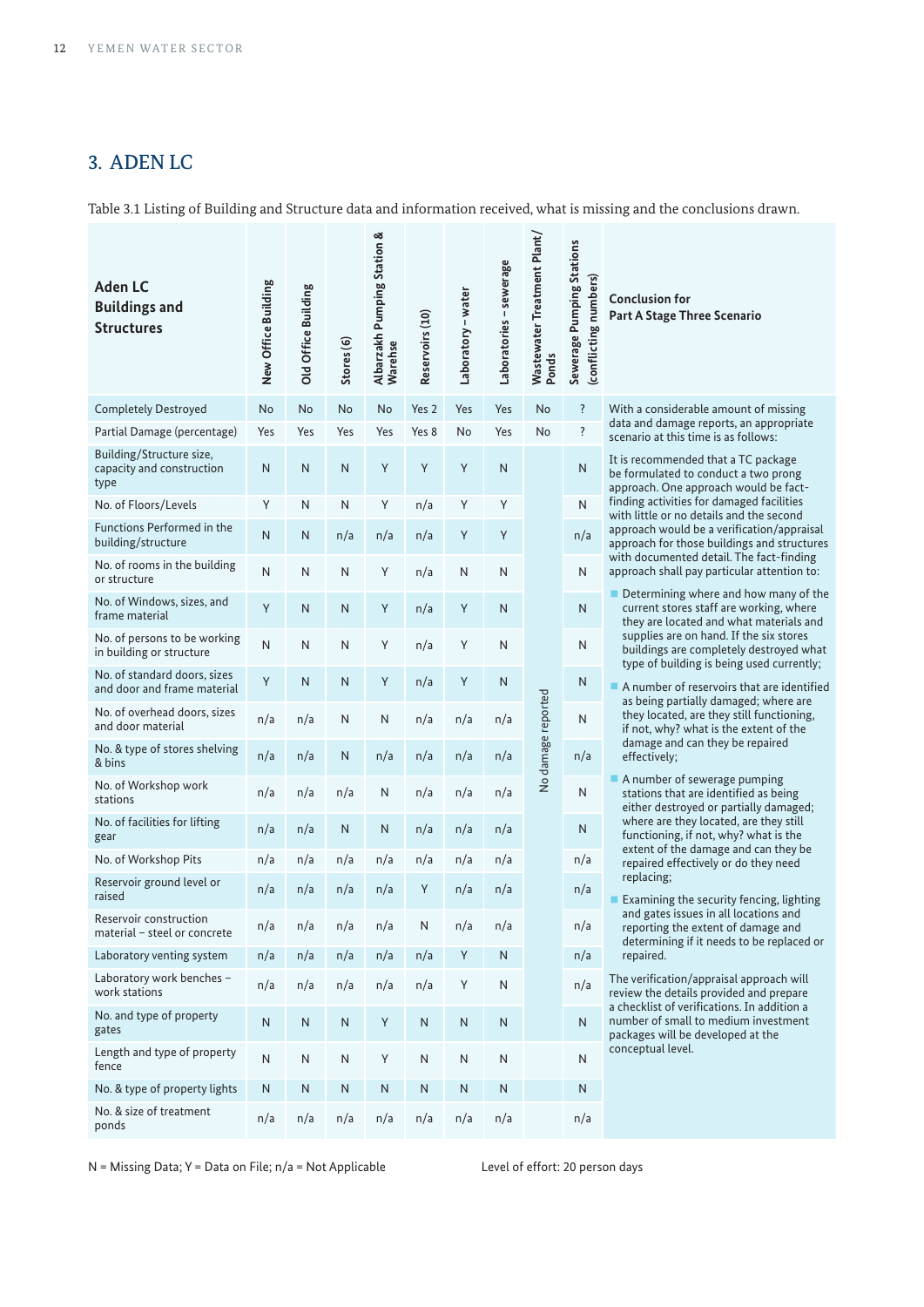## 3. ADEN LC

Table 3.1 Listing of Building and Structure data and information received, what is missing and the conclusions drawn.

| Aden LC Buildings and Structures | New Office Building | Old Office Building | Stores (6) | Albarzakh Pumping Station & Warehse | Reservoirs (10) | Laboratory – water | Laboratories – sewerage | Wastewater Treatment Plant/ Ponds | Sewerage Pumping Stations (conflicting numbers) | Conclusion for Part A Stage Three Scenario |
|---|---|---|---|---|---|---|---|---|---|---|
| Completely Destroyed | No | No | No | No | Yes 2 | Yes | Yes | No | ? | With a considerable amount of missing data and damage reports, an appropriate scenario at this time is as follows: |
| Partial Damage (percentage) | Yes | Yes | Yes | Yes | Yes 8 | No | Yes | No | ? | |
| Building/Structure size, capacity and construction type | N | N | N | Y | Y | Y | N | No damage reported | N | It is recommended that a TC package be formulated to conduct a two prong approach. One approach would be fact-finding activities for damaged facilities with little or no details and the second approach would be a verification/appraisal approach for those buildings and structures with documented detail. The fact-finding approach shall pay particular attention to: |
| No. of Floors/Levels | Y | N | N | Y | n/a | Y | Y | | N | |
| Functions Performed in the building/structure | N | N | n/a | n/a | n/a | Y | Y | | n/a | |
| No. of rooms in the building or structure | N | N | N | Y | n/a | N | N | | N | |
| No. of Windows, sizes, and frame material | Y | N | N | Y | n/a | Y | N | | N | ■ Determining where and how many of the current stores staff are working, where they are located and what materials and supplies are on hand. If the six stores buildings are completely destroyed what type of building is being used currently; |
| No. of persons to be working in building or structure | N | N | N | Y | n/a | Y | N | | N | |
| No. of standard doors, sizes and door and frame material | Y | N | N | Y | n/a | Y | N | | N | ■ A number of reservoirs that are identified as being partially damaged; where are they located, are they still functioning, if not, why? what is the extent of the damage and can they be repaired effectively; |
| No. of overhead doors, sizes and door material | n/a | n/a | N | N | n/a | n/a | n/a | | N | |
| No. & type of stores shelving & bins | n/a | n/a | N | n/a | n/a | n/a | n/a | | n/a | |
| No. of Workshop work stations | n/a | n/a | n/a | N | n/a | n/a | n/a | | N | ■ A number of sewerage pumping stations that are identified as being either destroyed or partially damaged; where are they located, are they still functioning, if not, why? what is the extent of the damage and can they be repaired effectively or do they need replacing; |
| No. of facilities for lifting gear | n/a | n/a | N | N | n/a | n/a | n/a | | N | |
| No. of Workshop Pits | n/a | n/a | n/a | n/a | n/a | n/a | n/a | | n/a | |
| Reservoir ground level or raised | n/a | n/a | n/a | n/a | Y | n/a | n/a | | n/a | |
| Reservoir construction material – steel or concrete | n/a | n/a | n/a | n/a | N | n/a | n/a | | n/a | ■ Examining the security fencing, lighting and gates issues in all locations and reporting the extent of damage and determining if it needs to be replaced or repaired. |
| Laboratory venting system | n/a | n/a | n/a | n/a | n/a | Y | N | | n/a | |
| Laboratory work benches – work stations | n/a | n/a | n/a | n/a | n/a | Y | N | | n/a | The verification/appraisal approach will review the details provided and prepare a checklist of verifications. In addition a number of small to medium investment packages will be developed at the conceptual level. |
| No. and type of property gates | N | N | N | Y | N | N | N | | N | |
| Length and type of property fence | N | N | N | Y | N | N | N | | N | |
| No. & type of property lights | N | N | N | N | N | N | N | | N | |
| No. & size of treatment ponds | n/a | n/a | n/a | n/a | n/a | n/a | n/a | | n/a | |

N = Missing Data; Y = Data on File; n/a = Not Applicable

Level of effort: 20 person days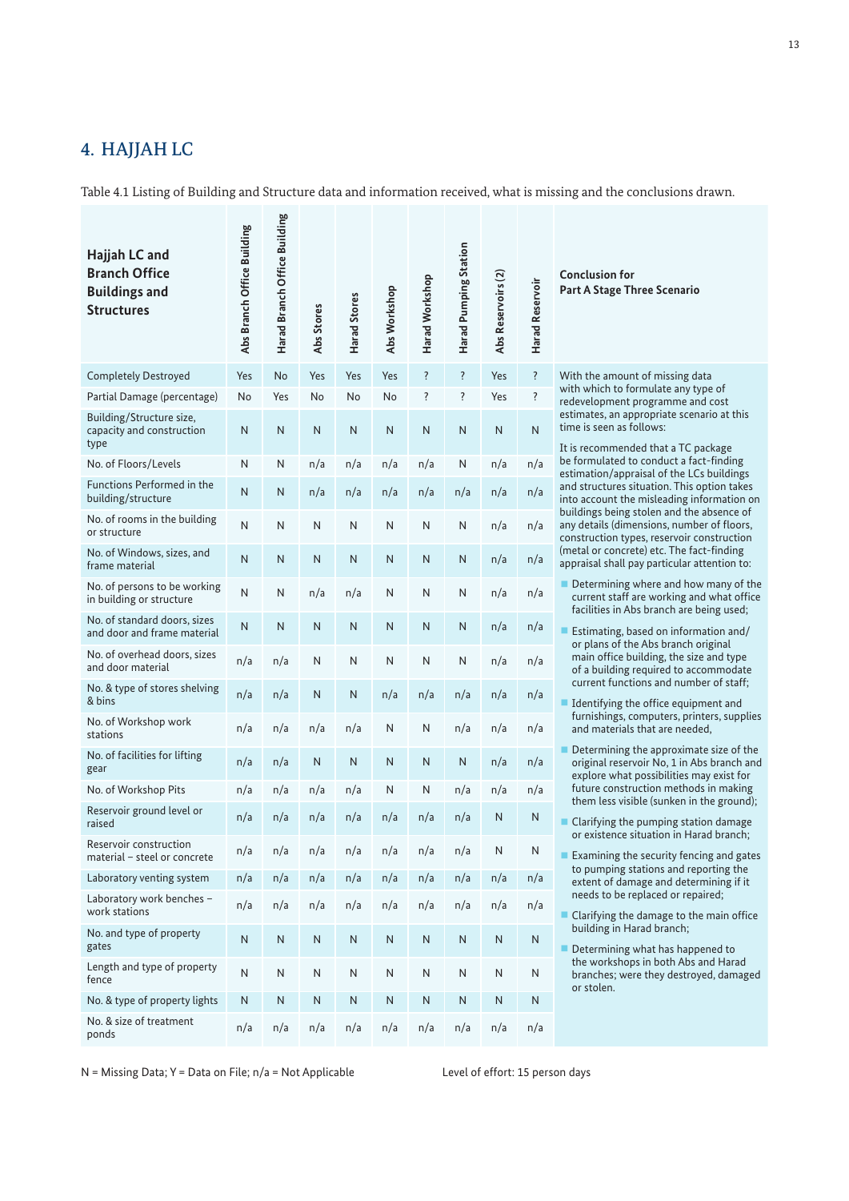## 4. HAJJAH LC

Table 4.1 Listing of Building and Structure data and information received, what is missing and the conclusions drawn.

| Hajjah LC and Branch Office Buildings and Structures | Abs Branch Office Building | Harad Branch Office Building | Abs Stores | Harad Stores | Abs Workshop | Harad Workshop | Harad Pumping Station | Abs Reservoirs (2) | Harad Reservoir | Conclusion for Part A Stage Three Scenario |
|---|---|---|---|---|---|---|---|---|---|---|
| Completely Destroyed | Yes | No | Yes | Yes | Yes | ? | ? | Yes | ? | With the amount of missing data with which to formulate any type of redevelopment programme and cost estimates, an appropriate scenario at this time is seen as follows: |
| Partial Damage (percentage) | No | Yes | No | No | No | ? | ? | Yes | ? | |
| Building/Structure size, capacity and construction type | N | N | N | N | N | N | N | N | N | It is recommended that a TC package be formulated to conduct a fact-finding estimation/appraisal of the LCs buildings and structures situation. This option takes into account the misleading information on buildings being stolen and the absence of any details (dimensions, number of floors, construction types, reservoir construction (metal or concrete) etc. The fact-finding appraisal shall pay particular attention to: |
| No. of Floors/Levels | N | N | n/a | n/a | n/a | n/a | N | n/a | n/a | |
| Functions Performed in the building/structure | N | N | n/a | n/a | n/a | n/a | n/a | n/a | n/a | |
| No. of rooms in the building or structure | N | N | N | N | N | N | N | n/a | n/a | |
| No. of Windows, sizes, and frame material | N | N | N | N | N | N | N | n/a | n/a | |
| No. of persons to be working in building or structure | N | N | n/a | n/a | N | N | N | n/a | n/a | - Determining where and how many of the current staff are working and what office facilities in Abs branch are being used; |
| No. of standard doors, sizes and door and frame material | N | N | N | N | N | N | N | n/a | n/a | - Estimating, based on information and/or plans of the Abs branch original main office building, the size and type of a building required to accommodate current functions and number of staff; |
| No. of overhead doors, sizes and door material | n/a | n/a | N | N | N | N | N | n/a | n/a | |
| No. & type of stores shelving & bins | n/a | n/a | N | N | n/a | n/a | n/a | n/a | n/a | - Identifying the office equipment and furnishings, computers, printers, supplies and materials that are needed, |
| No. of Workshop work stations | n/a | n/a | n/a | n/a | N | N | n/a | n/a | n/a | |
| No. of facilities for lifting gear | n/a | n/a | N | N | N | N | N | n/a | n/a | - Determining the approximate size of the original reservoir No, 1 in Abs branch and explore what possibilities may exist for future construction methods in making them less visible (sunken in the ground); |
| No. of Workshop Pits | n/a | n/a | n/a | n/a | N | N | n/a | n/a | n/a | |
| Reservoir ground level or raised | n/a | n/a | n/a | n/a | n/a | n/a | n/a | N | N | - Clarifying the pumping station damage or existence situation in Harad branch; |
| Reservoir construction material – steel or concrete | n/a | n/a | n/a | n/a | n/a | n/a | n/a | N | N | - Examining the security fencing and gates to pumping stations and reporting the extent of damage and determining if it needs to be replaced or repaired; |
| Laboratory venting system | n/a | n/a | n/a | n/a | n/a | n/a | n/a | n/a | n/a | |
| Laboratory work benches – work stations | n/a | n/a | n/a | n/a | n/a | n/a | n/a | n/a | n/a | - Clarifying the damage to the main office building in Harad branch; |
| No. and type of property gates | N | N | N | N | N | N | N | N | N | |
| Length and type of property fence | N | N | N | N | N | N | N | N | N | - Determining what has happened to the workshops in both Abs and Harad branches; were they destroyed, damaged or stolen. |
| No. & type of property lights | N | N | N | N | N | N | N | N | N | |
| No. & size of treatment ponds | n/a | n/a | n/a | n/a | n/a | n/a | n/a | n/a | n/a | |

N = Missing Data; Y = Data on File; n/a = Not Applicable

Level of effort: 15 person days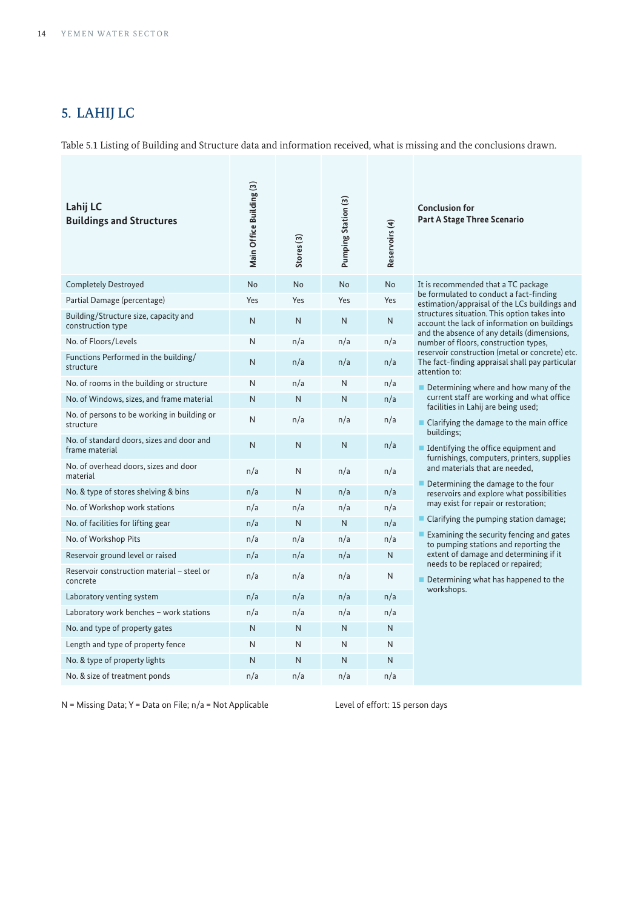## 5. LAHIJ LC

Table 5.1 Listing of Building and Structure data and information received, what is missing and the conclusions drawn.

| Lahij LC Buildings and Structures | Main Office Building (3) | Stores (3) | Pumping Station (3) | Reservoirs (4) | Conclusion for Part A Stage Three Scenario |
|---|---|---|---|---|---|
| Completely Destroyed | No | No | No | No | It is recommended that a TC package be formulated to conduct a fact-finding estimation/appraisal of the LCs buildings and structures situation. This option takes into account the lack of information on buildings and the absence of any details (dimensions, number of floors, construction types, reservoir construction (metal or concrete) etc. The fact-finding appraisal shall pay particular attention to:<br>- Determining where and how many of the current staff are working and what office facilities in Lahij are being used;<br>- Clarifying the damage to the main office buildings;<br>- Identifying the office equipment and furnishings, computers, printers, supplies and materials that are needed,<br>- Determining the damage to the four reservoirs and explore what possibilities may exist for repair or restoration;<br>- Clarifying the pumping station damage;<br>- Examining the security fencing and gates to pumping stations and reporting the extent of damage and determining if it needs to be replaced or repaired;<br>- Determining what has happened to the workshops. |
| Partial Damage (percentage) | Yes | Yes | Yes | Yes | |
| Building/Structure size, capacity and construction type | N | N | N | N | |
| No. of Floors/Levels | N | n/a | n/a | n/a | |
| Functions Performed in the building/ structure | N | n/a | n/a | n/a | |
| No. of rooms in the building or structure | N | n/a | N | n/a | |
| No. of Windows, sizes, and frame material | N | N | N | n/a | |
| No. of persons to be working in building or structure | N | n/a | n/a | n/a | |
| No. of standard doors, sizes and door and frame material | N | N | N | n/a | |
| No. of overhead doors, sizes and door material | n/a | N | n/a | n/a | |
| No. & type of stores shelving & bins | n/a | N | n/a | n/a | |
| No. of Workshop work stations | n/a | n/a | n/a | n/a | |
| No. of facilities for lifting gear | n/a | N | N | n/a | |
| No. of Workshop Pits | n/a | n/a | n/a | n/a | |
| Reservoir ground level or raised | n/a | n/a | n/a | N | |
| Reservoir construction material – steel or concrete | n/a | n/a | n/a | N | |
| Laboratory venting system | n/a | n/a | n/a | n/a | |
| Laboratory work benches – work stations | n/a | n/a | n/a | n/a | |
| No. and type of property gates | N | N | N | N | |
| Length and type of property fence | N | N | N | N | |
| No. & type of property lights | N | N | N | N | |
| No. & size of treatment ponds | n/a | n/a | n/a | n/a | |

N = Missing Data; Y = Data on File; n/a = Not Applicable

Level of effort: 15 person days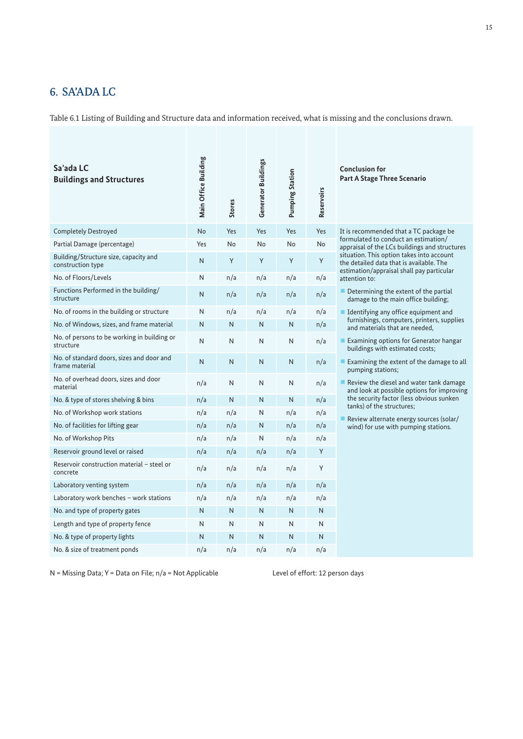## 6. SA'ADA LC

Table 6.1 Listing of Building and Structure data and information received, what is missing and the conclusions drawn.

| **Sa'ada LC Buildings and Structures** | **Main Office Building** | **Stores** | **Generator Buildings** | **Pumping Station** | **Reservoirs** | **Conclusion for Part A Stage Three Scenario** |
|---|---|---|---|---|---|---|
| Completely Destroyed | No | Yes | Yes | Yes | Yes | It is recommended that a TC package be formulated to conduct an estimation/appraisal of the LCs buildings and structures situation. This option takes into account the detailed data that is available. The estimation/appraisal shall pay particular attention to:<br>- Determining the extent of the partial damage to the main office building;<br>- Identifying any office equipment and furnishings, computers, printers, supplies and materials that are needed,<br>- Examining options for Generator hangar buildings with estimated costs;<br>- Examining the extent of the damage to all pumping stations;<br>- Review the diesel and water tank damage and look at possible options for improving the security factor (less obvious sunken tanks) of the structures;<br>- Review alternate energy sources (solar/wind) for use with pumping stations. |
| Partial Damage (percentage) | Yes | No | No | No | No | |
| Building/Structure size, capacity and construction type | N | Y | Y | Y | Y | |
| No. of Floors/Levels | N | n/a | n/a | n/a | n/a | |
| Functions Performed in the building/structure | N | n/a | n/a | n/a | n/a | |
| No. of rooms in the building or structure | N | n/a | n/a | n/a | n/a | |
| No. of Windows, sizes, and frame material | N | N | N | N | n/a | |
| No. of persons to be working in building or structure | N | N | N | N | n/a | |
| No. of standard doors, sizes and door and frame material | N | N | N | N | n/a | |
| No. of overhead doors, sizes and door material | n/a | N | N | N | n/a | |
| No. & type of stores shelving & bins | n/a | N | N | N | n/a | |
| No. of Workshop work stations | n/a | n/a | N | n/a | n/a | |
| No. of facilities for lifting gear | n/a | n/a | N | n/a | n/a | |
| No. of Workshop Pits | n/a | n/a | N | n/a | n/a | |
| Reservoir ground level or raised | n/a | n/a | n/a | n/a | Y | |
| Reservoir construction material – steel or concrete | n/a | n/a | n/a | n/a | Y | |
| Laboratory venting system | n/a | n/a | n/a | n/a | n/a | |
| Laboratory work benches – work stations | n/a | n/a | n/a | n/a | n/a | |
| No. and type of property gates | N | N | N | N | N | |
| Length and type of property fence | N | N | N | N | N | |
| No. & type of property lights | N | N | N | N | N | |
| No. & size of treatment ponds | n/a | n/a | n/a | n/a | n/a | |

N = Missing Data; Y = Data on File; n/a = Not Applicable

Level of effort: 12 person days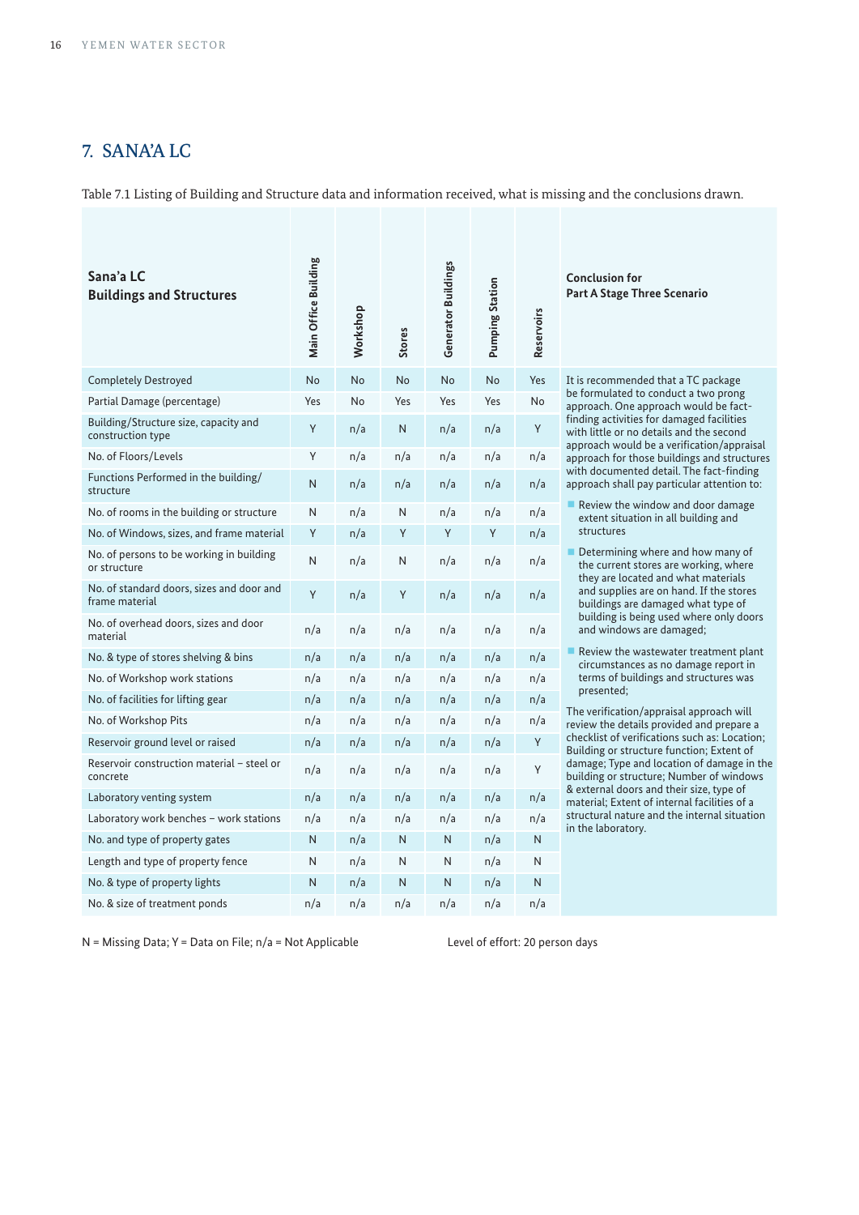## 7. SANA'A LC

Table 7.1 Listing of Building and Structure data and information received, what is missing and the conclusions drawn.

| Sana'a LC Buildings and Structures | Main Office Building | Workshop | Stores | Generator Buildings | Pumping Station | Reservoirs |
|---|---|---|---|---|---|---|
| Completely Destroyed | No | No | No | No | No | Yes |
| Partial Damage (percentage) | Yes | No | Yes | Yes | Yes | No |
| Building/Structure size, capacity and construction type | Y | n/a | N | n/a | n/a | Y |
| No. of Floors/Levels | Y | n/a | n/a | n/a | n/a | n/a |
| Functions Performed in the building/ structure | N | n/a | n/a | n/a | n/a | n/a |
| No. of rooms in the building or structure | N | n/a | N | n/a | n/a | n/a |
| No. of Windows, sizes, and frame material | Y | n/a | Y | Y | Y | n/a |
| No. of persons to be working in building or structure | N | n/a | N | n/a | n/a | n/a |
| No. of standard doors, sizes and door and frame material | Y | n/a | Y | n/a | n/a | n/a |
| No. of overhead doors, sizes and door material | n/a | n/a | n/a | n/a | n/a | n/a |
| No. & type of stores shelving & bins | n/a | n/a | n/a | n/a | n/a | n/a |
| No. of Workshop work stations | n/a | n/a | n/a | n/a | n/a | n/a |
| No. of facilities for lifting gear | n/a | n/a | n/a | n/a | n/a | n/a |
| No. of Workshop Pits | n/a | n/a | n/a | n/a | n/a | n/a |
| Reservoir ground level or raised | n/a | n/a | n/a | n/a | n/a | Y |
| Reservoir construction material – steel or concrete | n/a | n/a | n/a | n/a | n/a | Y |
| Laboratory venting system | n/a | n/a | n/a | n/a | n/a | n/a |
| Laboratory work benches – work stations | n/a | n/a | n/a | n/a | n/a | n/a |
| No. and type of property gates | N | n/a | N | N | n/a | N |
| Length and type of property fence | N | n/a | N | N | n/a | N |
| No. & type of property lights | N | n/a | N | N | n/a | N |
| No. & size of treatment ponds | n/a | n/a | n/a | n/a | n/a | n/a |

**Conclusion for Part A Stage Three Scenario**

It is recommended that a TC package be formulated to conduct a two prong approach. One approach would be fact-finding activities for damaged facilities with little or no details and the second approach would be a verification/appraisal approach for those buildings and structures with documented detail. The fact-finding approach shall pay particular attention to:

- Review the window and door damage extent situation in all building and structures
- Determining where and how many of the current stores are working, where they are located and what materials and supplies are on hand. If the stores buildings are damaged what type of building is being used where only doors and windows are damaged;
- Review the wastewater treatment plant circumstances as no damage report in terms of buildings and structures was presented;

The verification/appraisal approach will review the details provided and prepare a checklist of verifications such as: Location; Building or structure function; Extent of damage; Type and location of damage in the building or structure; Number of windows & external doors and their size, type of material; Extent of internal facilities of a structural nature and the internal situation in the laboratory.

N = Missing Data; Y = Data on File; n/a = Not Applicable

Level of effort: 20 person days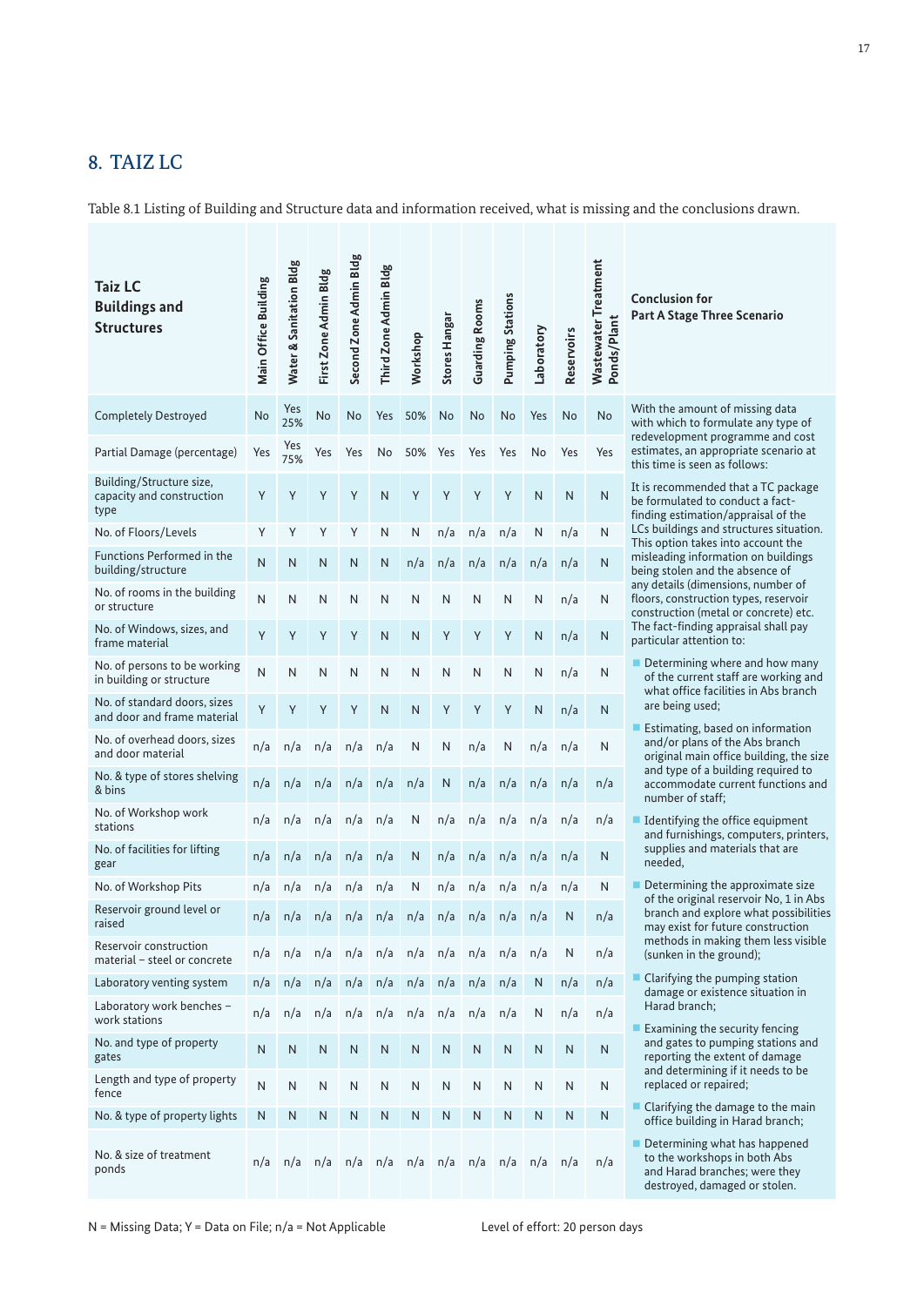## 8. TAIZ LC

Table 8.1 Listing of Building and Structure data and information received, what is missing and the conclusions drawn.

| Taiz LC Buildings and Structures | Main Office Building | Water & Sanitation Bldg | First Zone Admin Bldg | Second Zone Admin Bldg | Third Zone Admin Bldg | Workshop | Stores Hangar | Guarding Rooms | Pumping Stations | Laboratory | Reservoirs | Wastewater Treatment Ponds/Plant | Conclusion for Part A Stage Three Scenario |
|---|---|---|---|---|---|---|---|---|---|---|---|---|---|
| Completely Destroyed | No | Yes 25% | No | No | Yes | 50% | No | No | No | Yes | No | No | With the amount of missing data with which to formulate any type of redevelopment programme and cost estimates, an appropriate scenario at this time is seen as follows: |
| Partial Damage (percentage) | Yes | Yes 75% | Yes | Yes | No | 50% | Yes | Yes | Yes | No | Yes | Yes | |
| Building/Structure size, capacity and construction type | Y | Y | Y | Y | N | Y | Y | Y | Y | N | N | N | It is recommended that a TC package be formulated to conduct a fact-finding estimation/appraisal of the LCs buildings and structures situation. This option takes into account the misleading information on buildings being stolen and the absence of any details (dimensions, number of floors, construction types, reservoir construction (metal or concrete) etc. The fact-finding appraisal shall pay particular attention to: |
| No. of Floors/Levels | Y | Y | Y | Y | N | N | n/a | n/a | n/a | N | n/a | N | |
| Functions Performed in the building/structure | N | N | N | N | N | n/a | n/a | n/a | n/a | n/a | n/a | N | |
| No. of rooms in the building or structure | N | N | N | N | N | N | N | N | N | N | n/a | N | |
| No. of Windows, sizes, and frame material | Y | Y | Y | Y | N | N | Y | Y | Y | N | n/a | N | |
| No. of persons to be working in building or structure | N | N | N | N | N | N | N | N | N | N | n/a | N | - Determining where and how many of the current staff are working and what office facilities in Abs branch are being used; |
| No. of standard doors, sizes and door and frame material | Y | Y | Y | Y | N | N | Y | Y | Y | N | n/a | N | |
| No. of overhead doors, sizes and door material | n/a | n/a | n/a | n/a | n/a | N | N | n/a | N | n/a | n/a | N | - Estimating, based on information and/or plans of the Abs branch original main office building, the size and type of a building required to accommodate current functions and number of staff; |
| No. & type of stores shelving & bins | n/a | n/a | n/a | n/a | n/a | n/a | N | n/a | n/a | n/a | n/a | n/a | |
| No. of Workshop work stations | n/a | n/a | n/a | n/a | n/a | N | n/a | n/a | n/a | n/a | n/a | n/a | - Identifying the office equipment and furnishings, computers, printers, supplies and materials that are needed, |
| No. of facilities for lifting gear | n/a | n/a | n/a | n/a | n/a | N | n/a | n/a | n/a | n/a | n/a | N | |
| No. of Workshop Pits | n/a | n/a | n/a | n/a | n/a | N | n/a | n/a | n/a | n/a | n/a | N | - Determining the approximate size of the original reservoir No, 1 in Abs branch and explore what possibilities may exist for future construction methods in making them less visible (sunken in the ground); |
| Reservoir ground level or raised | n/a | n/a | n/a | n/a | n/a | n/a | n/a | n/a | n/a | n/a | N | n/a | |
| Reservoir construction material – steel or concrete | n/a | n/a | n/a | n/a | n/a | n/a | n/a | n/a | n/a | n/a | N | n/a | |
| Laboratory venting system | n/a | n/a | n/a | n/a | n/a | n/a | n/a | n/a | n/a | N | n/a | n/a | - Clarifying the pumping station damage or existence situation in Harad branch; |
| Laboratory work benches – work stations | n/a | n/a | n/a | n/a | n/a | n/a | n/a | n/a | n/a | N | n/a | n/a | |
| No. and type of property gates | N | N | N | N | N | N | N | N | N | N | N | N | - Examining the security fencing and gates to pumping stations and reporting the extent of damage and determining if it needs to be replaced or repaired; |
| Length and type of property fence | N | N | N | N | N | N | N | N | N | N | N | N | |
| No. & type of property lights | N | N | N | N | N | N | N | N | N | N | N | N | - Clarifying the damage to the main office building in Harad branch; |
| No. & size of treatment ponds | n/a | n/a | n/a | n/a | n/a | n/a | n/a | n/a | n/a | n/a | n/a | n/a | - Determining what has happened to the workshops in both Abs and Harad branches; were they destroyed, damaged or stolen. |

N = Missing Data; Y = Data on File; n/a = Not Applicable

Level of effort: 20 person days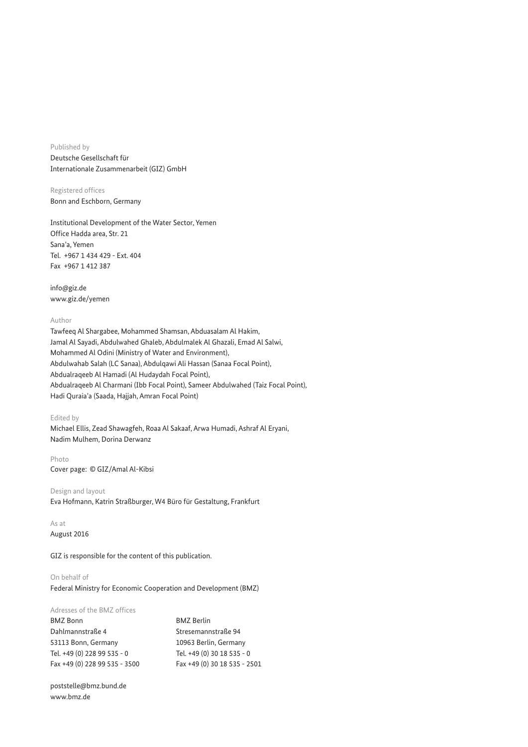Published by
Deutsche Gesellschaft für
Internationale Zusammenarbeit (GIZ) GmbH

Registered offices
Bonn and Eschborn, Germany

Institutional Development of the Water Sector, Yemen
Office Hadda area, Str. 21
Sana'a, Yemen
Tel. +967 1 434 429 - Ext. 404
Fax +967 1 412 387

info@giz.de
www.giz.de/yemen

Author
Tawfeeq Al Shargabee, Mohammed Shamsan, Abduasalam Al Hakim,
Jamal Al Sayadi, Abdulwahed Ghaleb, Abdulmalek Al Ghazali, Emad Al Salwi,
Mohammed Al Odini (Ministry of Water and Environment),
Abdulwahab Salah (LC Sanaa), Abdulqawi Ali Hassan (Sanaa Focal Point),
Abdualraqeeb Al Hamadi (Al Hudaydah Focal Point),
Abdualraqeeb Al Charmani (Ibb Focal Point), Sameer Abdulwahed (Taiz Focal Point),
Hadi Quraia'a (Saada, Hajjah, Amran Focal Point)

Edited by
Michael Ellis, Zead Shawagfeh, Roaa Al Sakaaf, Arwa Humadi, Ashraf Al Eryani,
Nadim Mulhem, Dorina Derwanz

Photo
Cover page: © GIZ/Amal Al-Kibsi

Design and layout
Eva Hofmann, Katrin Straßburger, W4 Büro für Gestaltung, Frankfurt

As at
August 2016

GIZ is responsible for the content of this publication.

On behalf of
Federal Ministry for Economic Cooperation and Development (BMZ)

Adresses of the BMZ offices

BMZ Bonn
Dahlmannstraße 4
53113 Bonn, Germany
Tel. +49 (0) 228 99 535 - 0
Fax +49 (0) 228 99 535 - 3500

BMZ Berlin
Stresemannstraße 94
10963 Berlin, Germany
Tel. +49 (0) 30 18 535 - 0
Fax +49 (0) 30 18 535 - 2501

poststelle@bmz.bund.de
www.bmz.de